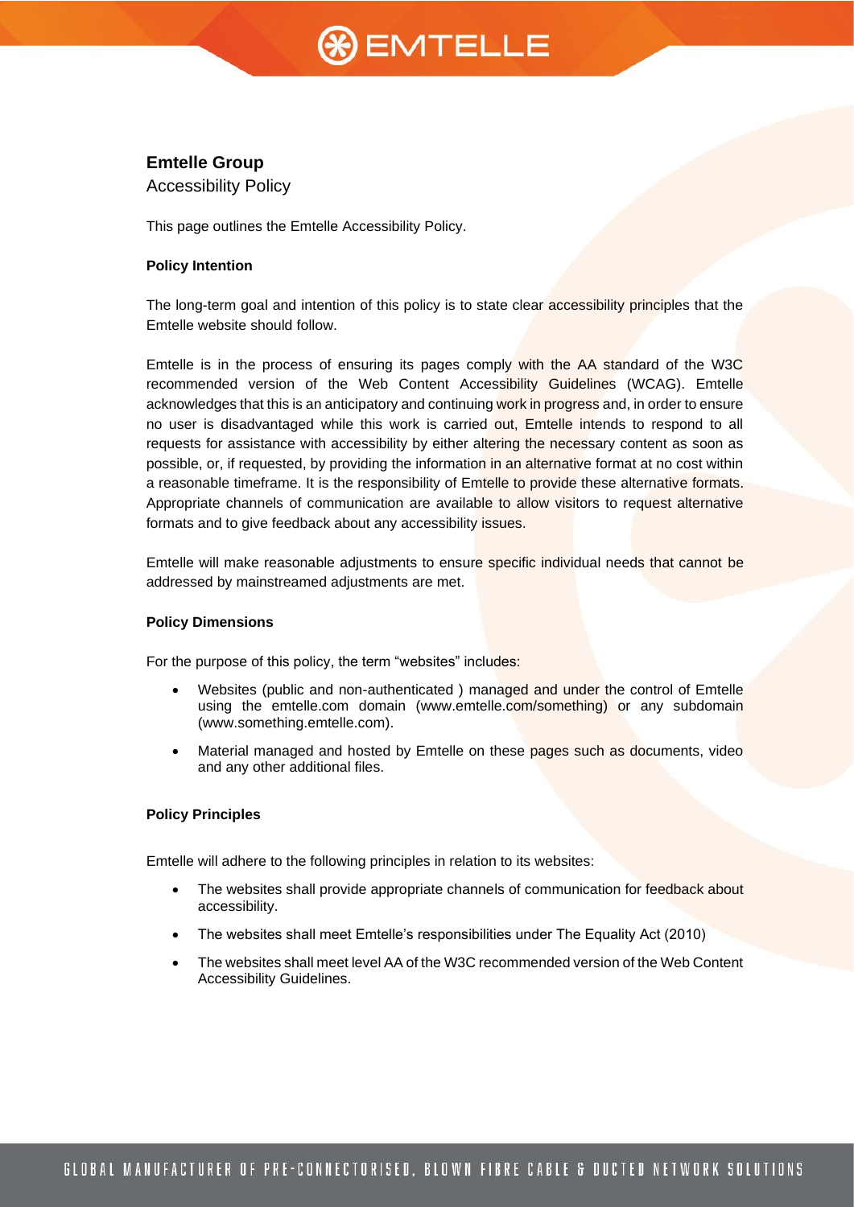# Emtelle Group

Accessibility Policy

This page outlines the Emtelle Accessibility Policy.

**Policy Intention**

The long-term goal and intention of this policy is to state clear accessibility principles that the Emtelle website should follow.

Emtelle is in the process of ensuring its pages comply with the AA standard of the W3C recommended version of the Web Content Accessibility Guidelines (WCAG). Emtelle acknowledges that this is an anticipatory and continuing work in progress and, in order to ensure no user is disadvantaged while this work is carried out, Emtelle intends to respond to all requests for assistance with accessibility by either altering the necessary content as soon as possible, or, if requested, by providing the information in an alternative format at no cost within a reasonable timeframe. It is the responsibility of Emtelle to provide these alternative formats. Appropriate channels of communication are available to allow visitors to request alternative formats and to give feedback about any accessibility issues.

Emtelle will make reasonable adjustments to ensure specific individual needs that cannot be addressed by mainstreamed adjustments are met.

**Policy Dimensions**

For the purpose of this policy, the term "websites" includes:

- Websites (public and non-authenticated ) managed and under the control of Emtelle using the emtelle.com domain (www.emtelle.com/something) or any subdomain (www.something.emtelle.com).
- Material managed and hosted by Emtelle on these pages such as documents, video and any other additional files.

**Policy Principles**

Emtelle will adhere to the following principles in relation to its websites:

- The websites shall provide appropriate channels of communication for feedback about accessibility.
- The websites shall meet Emtelle's responsibilities under The Equality Act (2010)
- The websites shall meet level AA of the W3C recommended version of the Web Content Accessibility Guidelines.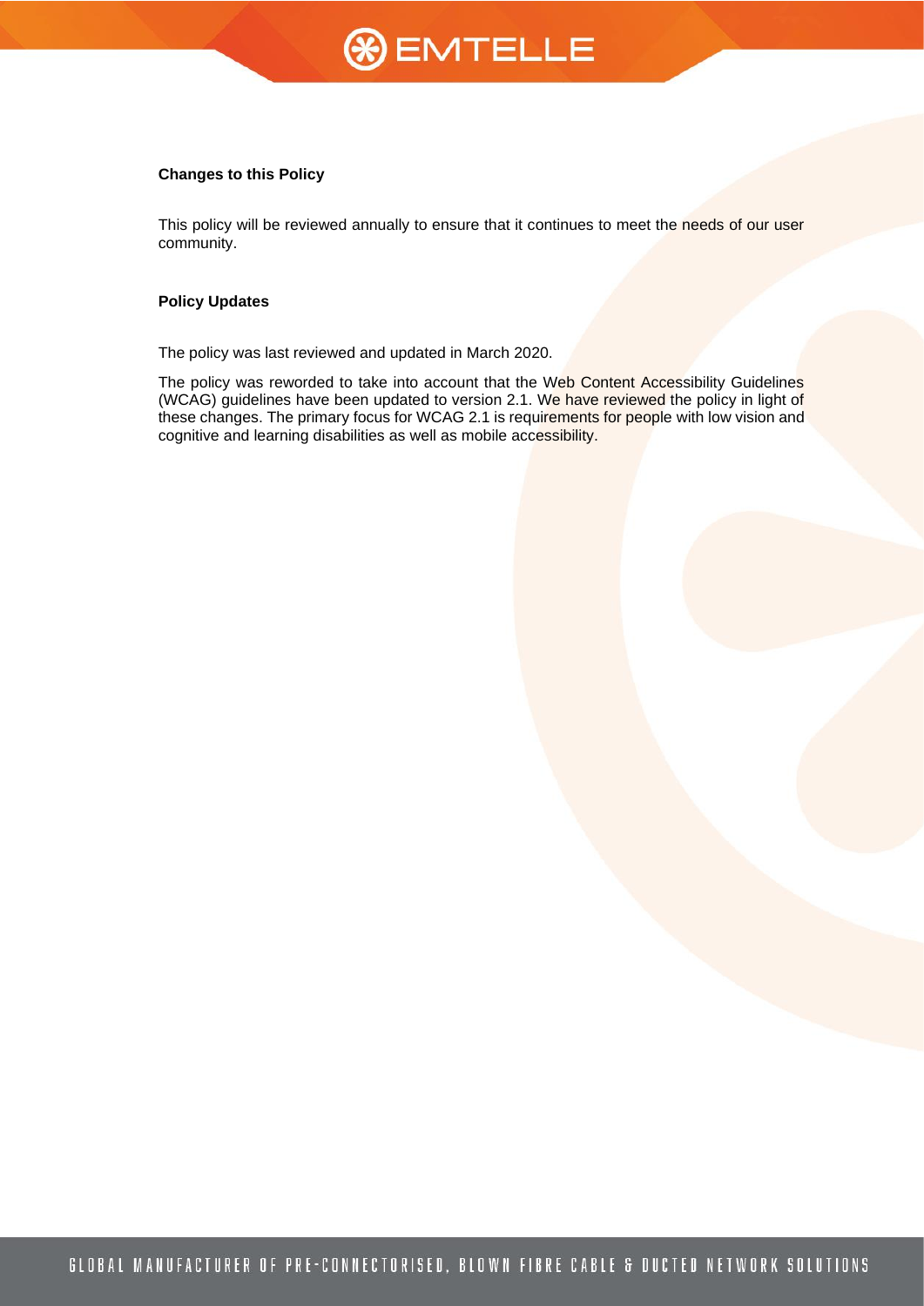**Changes to this Policy**

This policy will be reviewed annually to ensure that it continues to meet the needs of our user community.

**Policy Updates**

The policy was last reviewed and updated in March 2020.

The policy was reworded to take into account that the Web Content Accessibility Guidelines (WCAG) guidelines have been updated to version 2.1. We have reviewed the policy in light of these changes. The primary focus for WCAG 2.1 is requirements for people with low vision and cognitive and learning disabilities as well as mobile accessibility.